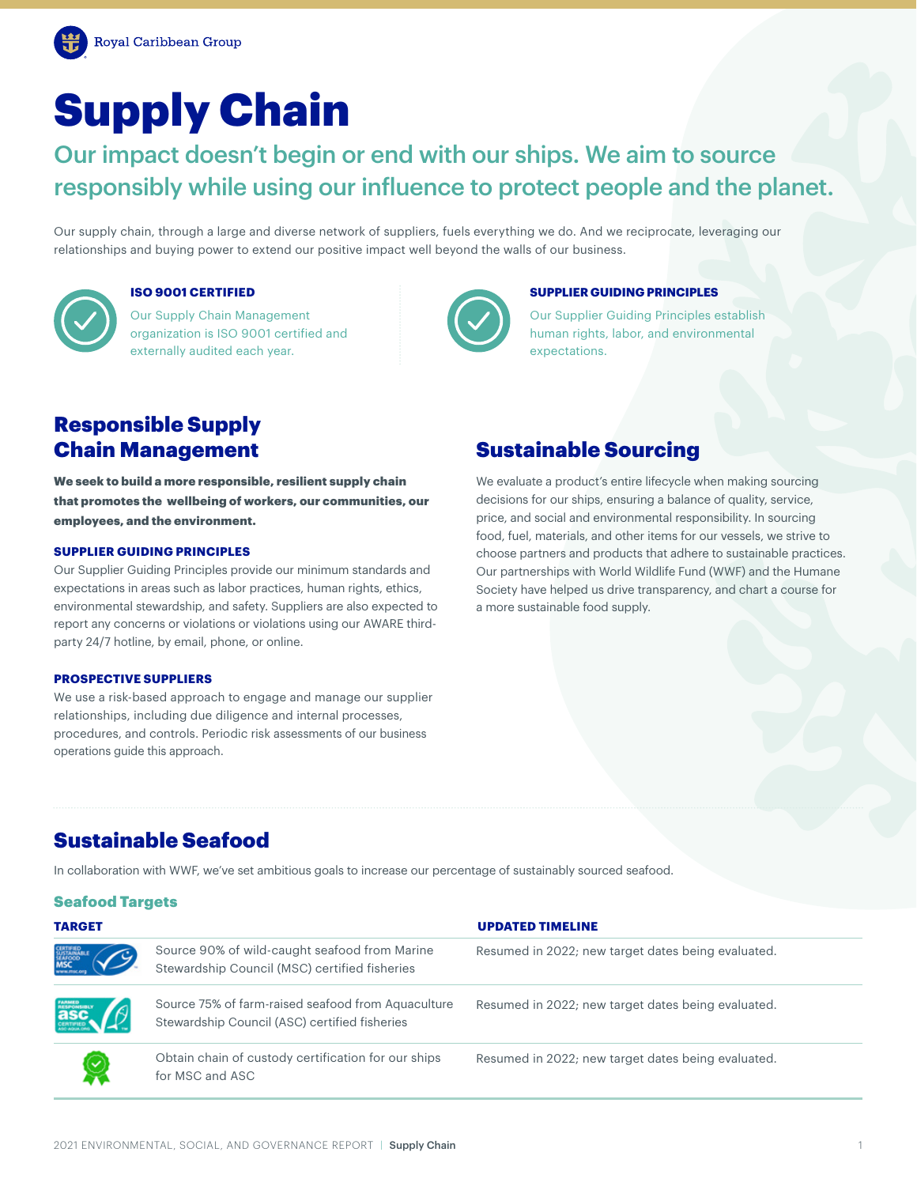Royal Caribbean Group

# Supply Chain

## Our impact doesn't begin or end with our ships. We aim to source responsibly while using our influence to protect people and the planet.

Our supply chain, through a large and diverse network of suppliers, fuels everything we do. And we reciprocate, leveraging our relationships and buying power to extend our positive impact well beyond the walls of our business.

**ISO 9001 CERTIFIED**

Our Supply Chain Management organization is ISO 9001 certified and externally audited each year.

**SUPPLIER GUIDING PRINCIPLES**

Our Supplier Guiding Principles establish human rights, labor, and environmental expectations.

## Responsible Supply Chain Management

**We seek to build a more responsible, resilient supply chain that promotes the wellbeing of workers, our communities, our employees, and the environment.**

**SUPPLIER GUIDING PRINCIPLES**

Our Supplier Guiding Principles provide our minimum standards and expectations in areas such as labor practices, human rights, ethics, environmental stewardship, and safety. Suppliers are also expected to report any concerns or violations or violations using our AWARE third-party 24/7 hotline, by email, phone, or online.

**PROSPECTIVE SUPPLIERS**

We use a risk-based approach to engage and manage our supplier relationships, including due diligence and internal processes, procedures, and controls. Periodic risk assessments of our business operations guide this approach.

## Sustainable Sourcing

We evaluate a product's entire lifecycle when making sourcing decisions for our ships, ensuring a balance of quality, service, price, and social and environmental responsibility. In sourcing food, fuel, materials, and other items for our vessels, we strive to choose partners and products that adhere to sustainable practices. Our partnerships with World Wildlife Fund (WWF) and the Humane Society have helped us drive transparency, and chart a course for a more sustainable food supply.

## Sustainable Seafood

In collaboration with WWF, we've set ambitious goals to increase our percentage of sustainably sourced seafood.

### Seafood Targets

| TARGET | UPDATED TIMELINE |
|---|---|
| Source 90% of wild-caught seafood from Marine Stewardship Council (MSC) certified fisheries | Resumed in 2022; new target dates being evaluated. |
| Source 75% of farm-raised seafood from Aquaculture Stewardship Council (ASC) certified fisheries | Resumed in 2022; new target dates being evaluated. |
| Obtain chain of custody certification for our ships for MSC and ASC | Resumed in 2022; new target dates being evaluated. |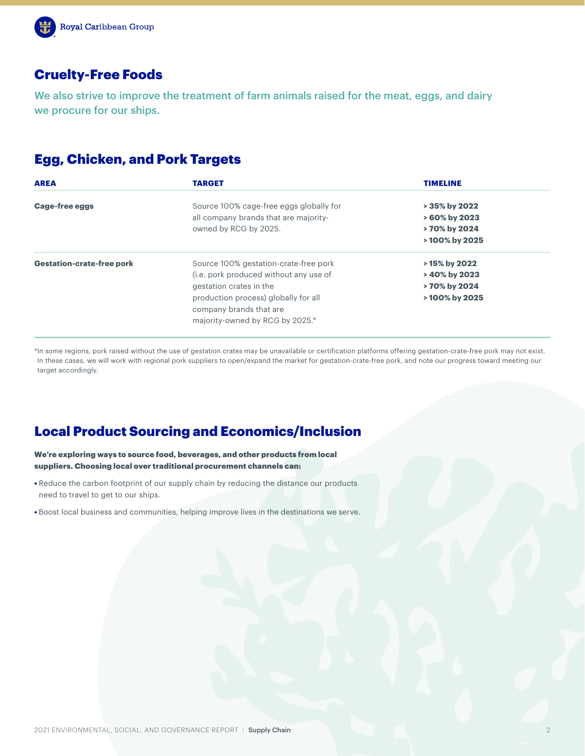## Cruelty-Free Foods

We also strive to improve the treatment of farm animals raised for the meat, eggs, and dairy we procure for our ships.

## Egg, Chicken, and Pork Targets

| AREA | TARGET | TIMELINE |
|---|---|---|
| **Cage-free eggs** | Source 100% cage-free eggs globally for all company brands that are majority-owned by RCG by 2025. | **> 35% by 2022**<br>**> 60% by 2023**<br>**> 70% by 2024**<br>**> 100% by 2025** |
| **Gestation-crate-free pork** | Source 100% gestation-crate-free pork (i.e. pork produced without any use of gestation crates in the production process) globally for all company brands that are majority-owned by RCG by 2025.* | **> 15% by 2022**<br>**> 40% by 2023**<br>**> 70% by 2024**<br>**> 100% by 2025** |

*In some regions, pork raised without the use of gestation crates may be unavailable or certification platforms offering gestation-crate-free pork may not exist. In these cases, we will work with regional pork suppliers to open/expand the market for gestation-crate-free pork, and note our progress toward meeting our target accordingly.

## Local Product Sourcing and Economics/Inclusion

**We're exploring ways to source food, beverages, and other products from local suppliers. Choosing local over traditional procurement channels can:**

- Reduce the carbon footprint of our supply chain by reducing the distance our products need to travel to get to our ships.
- Boost local business and communities, helping improve lives in the destinations we serve.